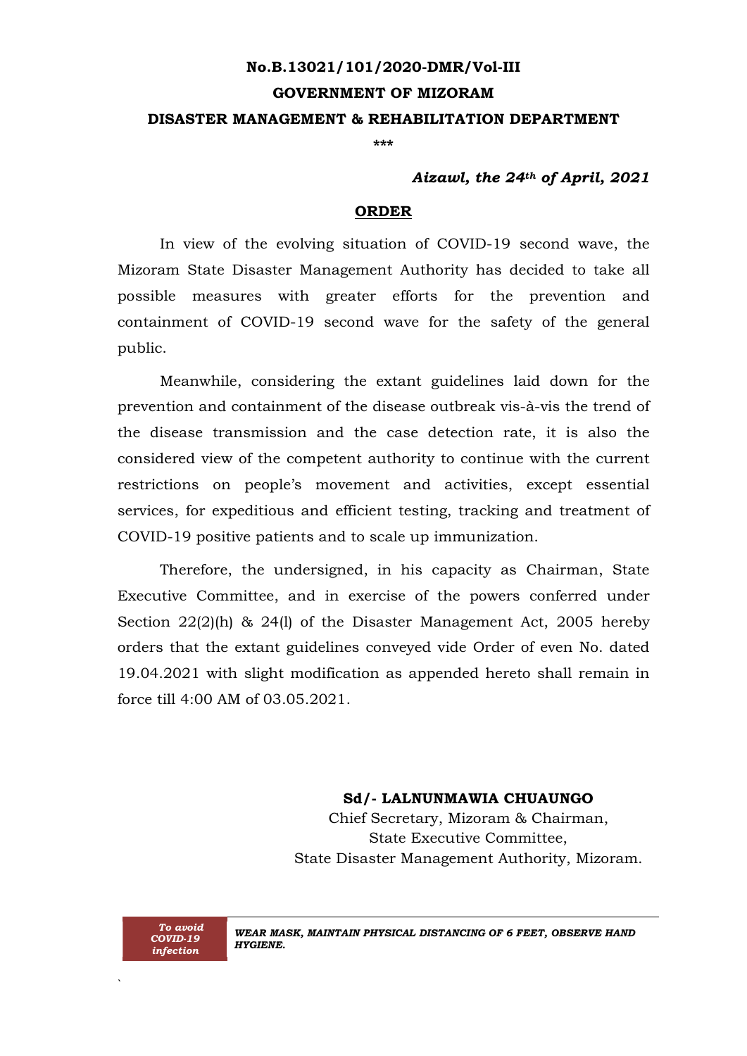**No.B.13021/101/2020-DMR/Vol-III**

**GOVERNMENT OF MIZORAM**

**DISASTER MANAGEMENT & REHABILITATION DEPARTMENT**

\*\*\*

***Aizawl, the 24th of April, 2021***

## ORDER

In view of the evolving situation of COVID-19 second wave, the Mizoram State Disaster Management Authority has decided to take all possible measures with greater efforts for the prevention and containment of COVID-19 second wave for the safety of the general public.

Meanwhile, considering the extant guidelines laid down for the prevention and containment of the disease outbreak vis-à-vis the trend of the disease transmission and the case detection rate, it is also the considered view of the competent authority to continue with the current restrictions on people's movement and activities, except essential services, for expeditious and efficient testing, tracking and treatment of COVID-19 positive patients and to scale up immunization.

Therefore, the undersigned, in his capacity as Chairman, State Executive Committee, and in exercise of the powers conferred under Section 22(2)(h) & 24(l) of the Disaster Management Act, 2005 hereby orders that the extant guidelines conveyed vide Order of even No. dated 19.04.2021 with slight modification as appended hereto shall remain in force till 4:00 AM of 03.05.2021.

**Sd/- LALNUNMAWIA CHUAUNGO**
Chief Secretary, Mizoram & Chairman,
State Executive Committee,
State Disaster Management Authority, Mizoram.

***To avoid COVID-19 infection*** | ***WEAR MASK, MAINTAIN PHYSICAL DISTANCING OF 6 FEET, OBSERVE HAND HYGIENE.***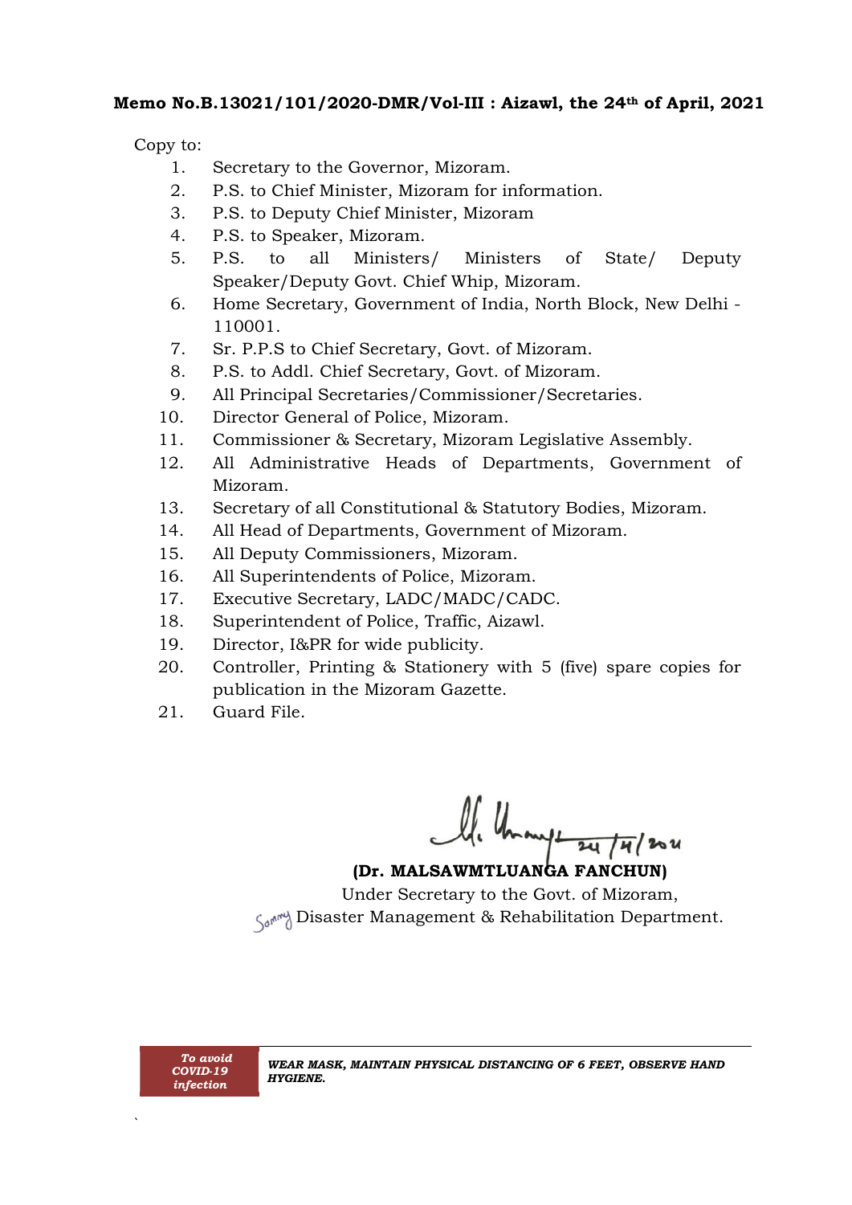**Memo No.B.13021/101/2020-DMR/Vol-III : Aizawl, the 24th of April, 2021**

Copy to:

1. Secretary to the Governor, Mizoram.
2. P.S. to Chief Minister, Mizoram for information.
3. P.S. to Deputy Chief Minister, Mizoram
4. P.S. to Speaker, Mizoram.
5. P.S. to all Ministers/ Ministers of State/ Deputy Speaker/Deputy Govt. Chief Whip, Mizoram.
6. Home Secretary, Government of India, North Block, New Delhi - 110001.
7. Sr. P.P.S to Chief Secretary, Govt. of Mizoram.
8. P.S. to Addl. Chief Secretary, Govt. of Mizoram.
9. All Principal Secretaries/Commissioner/Secretaries.
10. Director General of Police, Mizoram.
11. Commissioner & Secretary, Mizoram Legislative Assembly.
12. All Administrative Heads of Departments, Government of Mizoram.
13. Secretary of all Constitutional & Statutory Bodies, Mizoram.
14. All Head of Departments, Government of Mizoram.
15. All Deputy Commissioners, Mizoram.
16. All Superintendents of Police, Mizoram.
17. Executive Secretary, LADC/MADC/CADC.
18. Superintendent of Police, Traffic, Aizawl.
19. Director, I&PR for wide publicity.
20. Controller, Printing & Stationery with 5 (five) spare copies for publication in the Mizoram Gazette.
21. Guard File.

24/4/2021

**(Dr. MALSAWMTLUANGA FANCHUN)**
Under Secretary to the Govt. of Mizoram,
Disaster Management & Rehabilitation Department.

| ***To avoid COVID-19 infection*** | ***WEAR MASK, MAINTAIN PHYSICAL DISTANCING OF 6 FEET, OBSERVE HAND HYGIENE.*** |
|---|---|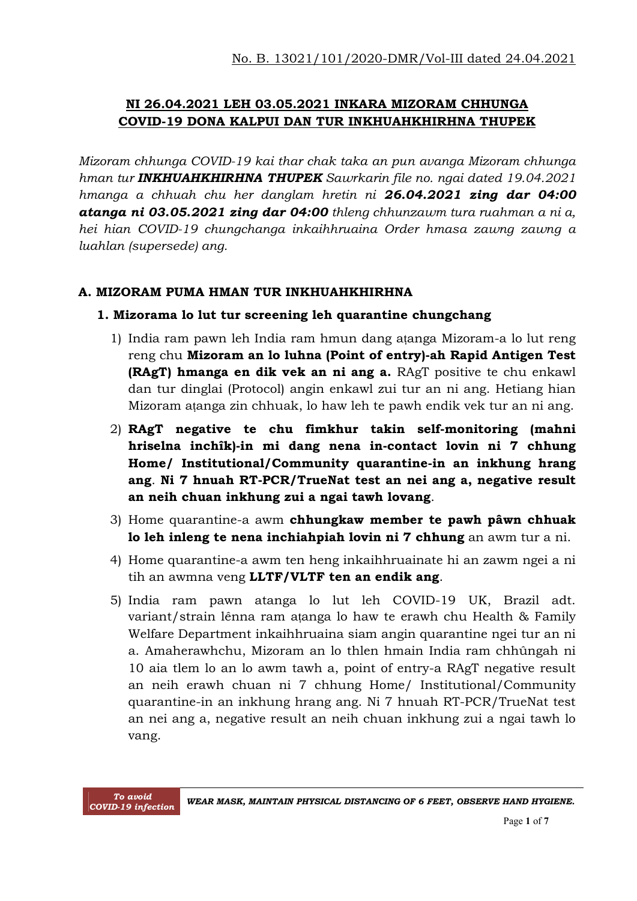No. B. 13021/101/2020-DMR/Vol-III dated 24.04.2021

## NI 26.04.2021 LEH 03.05.2021 INKARA MIZORAM CHHUNGA COVID-19 DONA KALPUI DAN TUR INKHUAHKHIRHNA THUPEK

*Mizoram chhunga COVID-19 kai thar chak taka an pun avanga Mizoram chhunga hman tur **INKHUAHKHIRHNA THUPEK** Sawrkarin file no. ngai dated 19.04.2021 hmanga a chhuah chu her danglam hretin ni **26.04.2021 zing dar 04:00 atanga ni 03.05.2021 zing dar 04:00** thleng chhunzawm tura ruahman a ni a, hei hian COVID-19 chungchanga inkaihhruaina Order hmasa zawng zawng a luahlan (supersede) ang.*

### A. MIZORAM PUMA HMAN TUR INKHUAHKHIRHNA

#### 1. Mizorama lo lut tur screening leh quarantine chungchang

1) India ram pawn leh India ram hmun dang aṭanga Mizoram-a lo lut reng reng chu **Mizoram an lo luhna (Point of entry)-ah Rapid Antigen Test (RAgT) hmanga en dik vek an ni ang a.** RAgT positive te chu enkawl dan tur dinglai (Protocol) angin enkawl zui tur an ni ang. Hetiang hian Mizoram aṭanga zin chhuak, lo haw leh te pawh endik vek tur an ni ang.

2) **RAgT negative te chu fimkhur takin self-monitoring (mahni hriselna inchîk)-in mi dang nena in-contact lovin ni 7 chhung Home/ Institutional/Community quarantine-in an inkhung hrang ang**. **Ni 7 hnuah RT-PCR/TrueNat test an nei ang a, negative result an neih chuan inkhung zui a ngai tawh lovang**.

3) Home quarantine-a awm **chhungkaw member te pawh pâwn chhuak lo leh inleng te nena inchiahpiah lovin ni 7 chhung** an awm tur a ni.

4) Home quarantine-a awm ten heng inkaihhruainate hi an zawm ngei a ni tih an awmna veng **LLTF/VLTF ten an endik ang**.

5) India ram pawn atanga lo lut leh COVID-19 UK, Brazil adt. variant/strain lênna ram aṭanga lo haw te erawh chu Health & Family Welfare Department inkaihhruaina siam angin quarantine ngei tur an ni a. Amaherawhchu, Mizoram an lo thlen hmain India ram chhûngah ni 10 aia tlem lo an lo awm tawh a, point of entry-a RAgT negative result an neih erawh chuan ni 7 chhung Home/ Institutional/Community quarantine-in an inkhung hrang ang. Ni 7 hnuah RT-PCR/TrueNat test an nei ang a, negative result an neih chuan inkhung zui a ngai tawh lo vang.

*To avoid COVID-19 infection* — WEAR MASK, MAINTAIN PHYSICAL DISTANCING OF 6 FEET, OBSERVE HAND HYGIENE.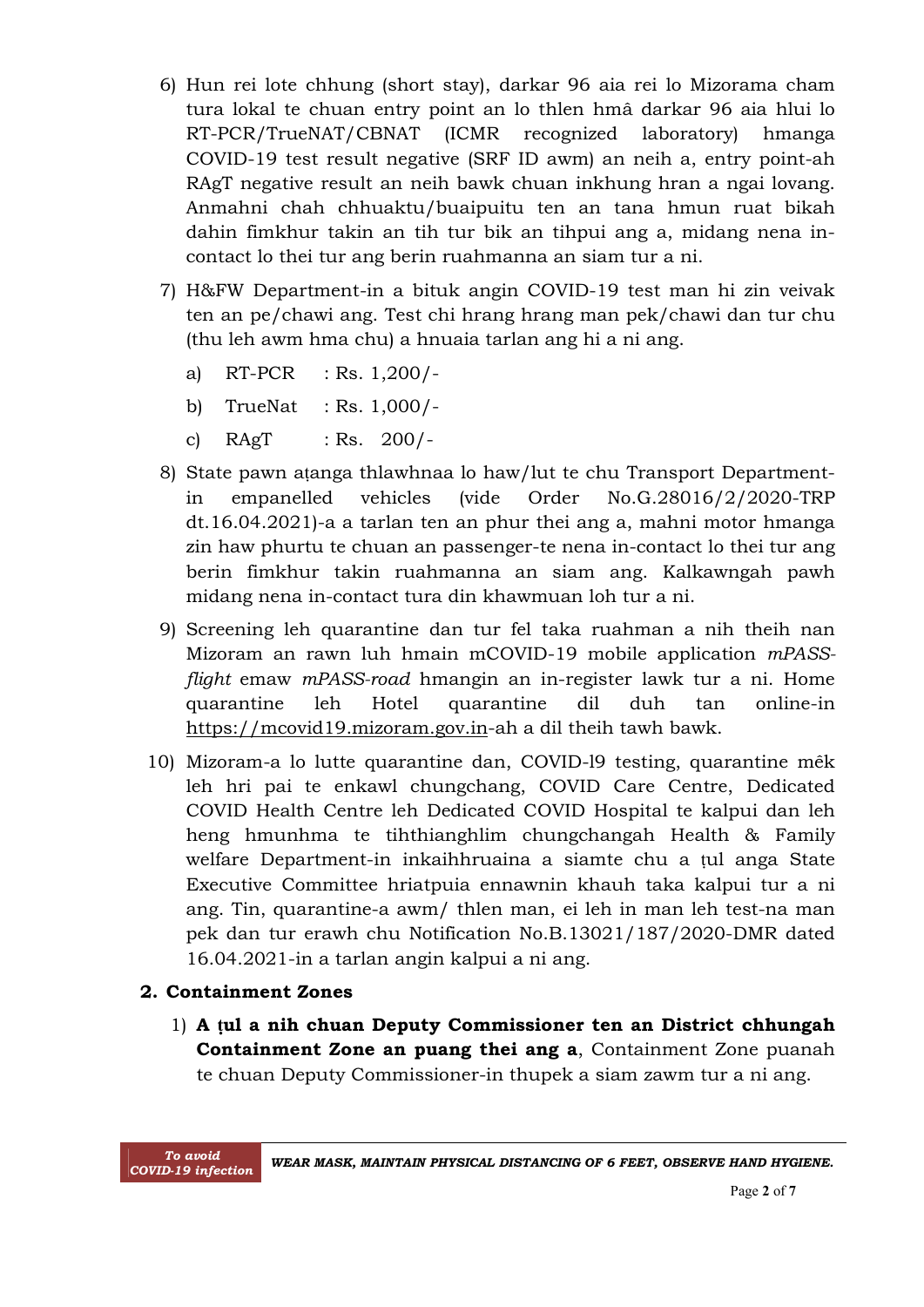6) Hun rei lote chhung (short stay), darkar 96 aia rei lo Mizorama cham tura lokal te chuan entry point an lo thlen hmâ darkar 96 aia hlui lo RT-PCR/TrueNAT/CBNAT (ICMR recognized laboratory) hmanga COVID-19 test result negative (SRF ID awm) an neih a, entry point-ah RAgT negative result an neih bawk chuan inkhung hran a ngai lovang. Anmahni chah chhuaktu/buaipuitu ten an tana hmun ruat bikah dahin fimkhur takin an tih tur bik an tihpui ang a, midang nena in-contact lo thei tur ang berin ruahmanna an siam tur a ni.

7) H&FW Department-in a bituk angin COVID-19 test man hi zin veivak ten an pe/chawi ang. Test chi hrang hrang man pek/chawi dan tur chu (thu leh awm hma chu) a hnuaia tarlan ang hi a ni ang.

   a) RT-PCR : Rs. 1,200/-

   b) TrueNat : Rs. 1,000/-

   c) RAgT : Rs. 200/-

8) State pawn aṭanga thlawhnaa lo haw/lut te chu Transport Department-in empanelled vehicles (vide Order No.G.28016/2/2020-TRP dt.16.04.2021)-a a tarlan ten an phur thei ang a, mahni motor hmanga zin haw phurtu te chuan an passenger-te nena in-contact lo thei tur ang berin fimkhur takin ruahmanna an siam ang. Kalkawngah pawh midang nena in-contact tura din khawmuan loh tur a ni.

9) Screening leh quarantine dan tur fel taka ruahman a nih theih nan Mizoram an rawn luh hmain mCOVID-19 mobile application *mPASS-flight* emaw *mPASS-road* hmangin an in-register lawk tur a ni. Home quarantine leh Hotel quarantine dil duh tan online-in https://mcovid19.mizoram.gov.in-ah a dil theih tawh bawk.

10) Mizoram-a lo lutte quarantine dan, COVID-19 testing, quarantine mêk leh hri pai te enkawl chungchang, COVID Care Centre, Dedicated COVID Health Centre leh Dedicated COVID Hospital te kalpui dan leh heng hmunhma te tihthianghlim chungchangah Health & Family welfare Department-in inkaihhruaina a siamte chu a ṭul anga State Executive Committee hriatpuia ennawnin khauh taka kalpui tur a ni ang. Tin, quarantine-a awm/ thlen man, ei leh in man leh test-na man pek dan tur erawh chu Notification No.B.13021/187/2020-DMR dated 16.04.2021-in a tarlan angin kalpui a ni ang.

## 2. Containment Zones

1) **A ṭul a nih chuan Deputy Commissioner ten an District chhungah Containment Zone an puang thei ang a**, Containment Zone puanah te chuan Deputy Commissioner-in thupek a siam zawm tur a ni ang.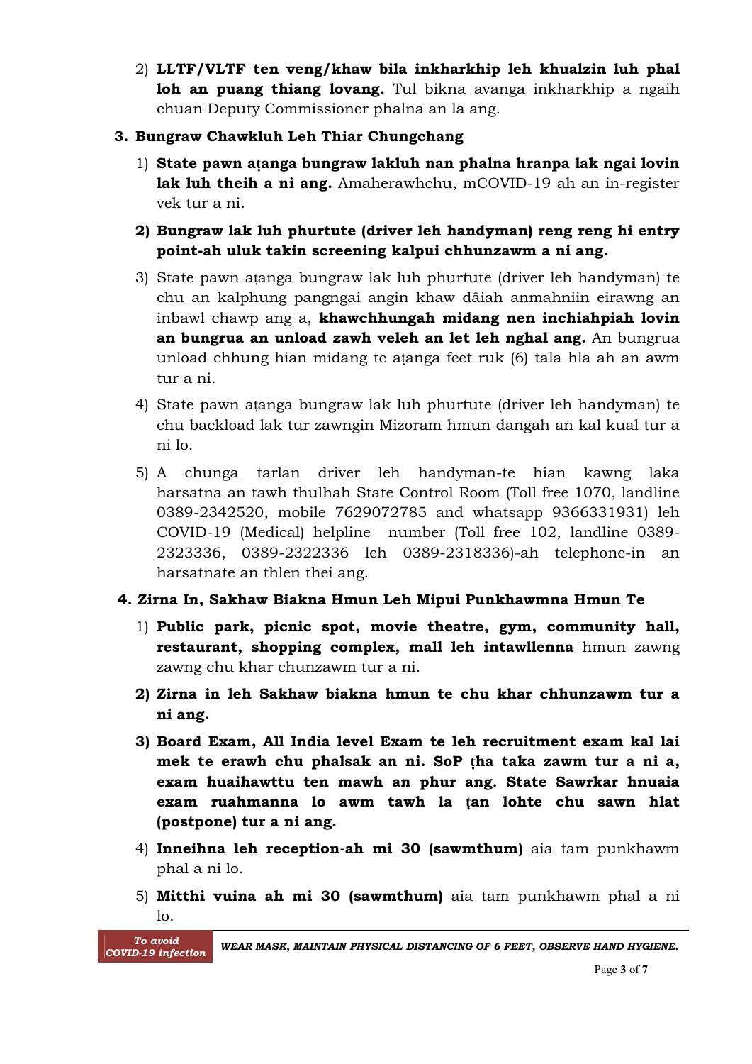2) **LLTF/VLTF ten veng/khaw bila inkharkhip leh khualzin luh phal loh an puang thiang lovang.** Tul bikna avanga inkharkhip a ngaih chuan Deputy Commissioner phalna an la ang.

3. **Bungraw Chawkluh Leh Thiar Chungchang**

   1) **State pawn aṭanga bungraw lakluh nan phalna hranpa lak ngai lovin lak luh theih a ni ang.** Amaherawhchu, mCOVID-19 ah an in-register vek tur a ni.

   2) **Bungraw lak luh phurtute (driver leh handyman) reng reng hi entry point-ah uluk takin screening kalpui chhunzawm a ni ang.**

   3) State pawn aṭanga bungraw lak luh phurtute (driver leh handyman) te chu an kalphung pangngai angin khaw dâiah anmahniin eirawng an inbawl chawp ang a, **khawchhungah midang nen inchiahpiah lovin an bungrua an unload zawh veleh an let leh nghal ang.** An bungrua unload chhung hian midang te aṭanga feet ruk (6) tala hla ah an awm tur a ni.

   4) State pawn aṭanga bungraw lak luh phurtute (driver leh handyman) te chu backload lak tur zawngin Mizoram hmun dangah an kal kual tur a ni lo.

   5) A chunga tarlan driver leh handyman-te hian kawng laka harsatna an tawh thulhah State Control Room (Toll free 1070, landline 0389-2342520, mobile 7629072785 and whatsapp 9366331931) leh COVID-19 (Medical) helpline number (Toll free 102, landline 0389-2323336, 0389-2322336 leh 0389-2318336)-ah telephone-in an harsatnate an thlen thei ang.

4. **Zirna In, Sakhaw Biakna Hmun Leh Mipui Punkhawmna Hmun Te**

   1) **Public park, picnic spot, movie theatre, gym, community hall, restaurant, shopping complex, mall leh intawllenna** hmun zawng zawng chu khar chunzawm tur a ni.

   2) **Zirna in leh Sakhaw biakna hmun te chu khar chhunzawm tur a ni ang.**

   3) **Board Exam, All India level Exam te leh recruitment exam kal lai mek te erawh chu phalsak an ni. SoP ṭha taka zawm tur a ni a, exam huaihawttu ten mawh an phur ang. State Sawrkar hnuaia exam ruahmanna lo awm tawh la ṭan lohte chu sawn hlat (postpone) tur a ni ang.**

   4) **Inneihna leh reception-ah mi 30 (sawmthum)** aia tam punkhawm phal a ni lo.

   5) **Mitthi vuina ah mi 30 (sawmthum)** aia tam punkhawm phal a ni lo.

*To avoid COVID-19 infection* — *WEAR MASK, MAINTAIN PHYSICAL DISTANCING OF 6 FEET, OBSERVE HAND HYGIENE.*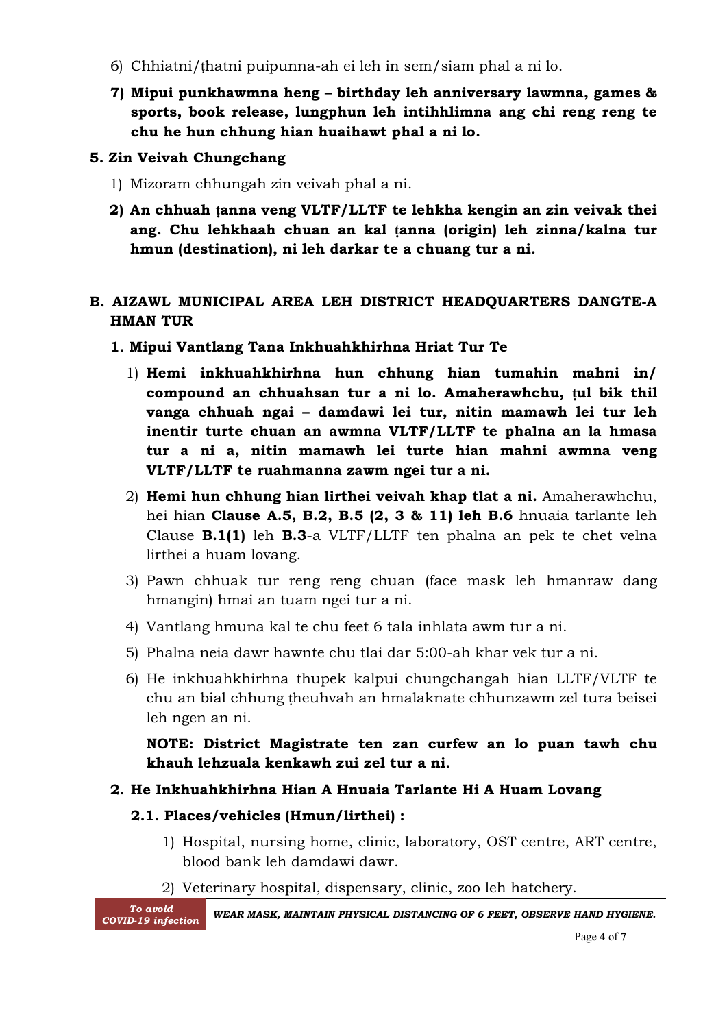6) Chhiatni/ṭhatni puipunna-ah ei leh in sem/siam phal a ni lo.

7) **Mipui punkhawmna heng – birthday leh anniversary lawmna, games & sports, book release, lungphun leh intihhlimna ang chi reng reng te chu he hun chhung hian huaihawt phal a ni lo.**

**5. Zin Veivah Chungchang**

1) Mizoram chhungah zin veivah phal a ni.

2) **An chhuah ṭanna veng VLTF/LLTF te lehkha kengin an zin veivak thei ang. Chu lehkhaah chuan an kal ṭanna (origin) leh zinna/kalna tur hmun (destination), ni leh darkar te a chuang tur a ni.**

## B. AIZAWL MUNICIPAL AREA LEH DISTRICT HEADQUARTERS DANGTE-A HMAN TUR

**1. Mipui Vantlang Tana Inkhuahkhirhna Hriat Tur Te**

1) **Hemi inkhuahkhirhna hun chhung hian tumahin mahni in/ compound an chhuahsan tur a ni lo. Amaherawhchu, ṭul bik thil vanga chhuah ngai – damdawi lei tur, nitin mamawh lei tur leh inentir turte chuan an awmna VLTF/LLTF te phalna an la hmasa tur a ni a, nitin mamawh lei turte hian mahni awmna veng VLTF/LLTF te ruahmanna zawm ngei tur a ni.**

2) **Hemi hun chhung hian lirthei veivah khap tlat a ni.** Amaherawhchu, hei hian **Clause A.5, B.2, B.5 (2, 3 & 11) leh B.6** hnuaia tarlante leh Clause **B.1(1)** leh **B.3**-a VLTF/LLTF ten phalna an pek te chet velna lirthei a huam lovang.

3) Pawn chhuak tur reng reng chuan (face mask leh hmanraw dang hmangin) hmai an tuam ngei tur a ni.

4) Vantlang hmuna kal te chu feet 6 tala inhlata awm tur a ni.

5) Phalna neia dawr hawnte chu tlai dar 5:00-ah khar vek tur a ni.

6) He inkhuahkhirhna thupek kalpui chungchangah hian LLTF/VLTF te chu an bial chhung ṭheuhvah an hmalaknate chhunzawm zel tura beisei leh ngen an ni.

**NOTE: District Magistrate ten zan curfew an lo puan tawh chu khauh lehzuala kenkawh zui zel tur a ni.**

**2. He Inkhuahkhirhna Hian A Hnuaia Tarlante Hi A Huam Lovang**

**2.1. Places/vehicles (Hmun/lirthei) :**

1) Hospital, nursing home, clinic, laboratory, OST centre, ART centre, blood bank leh damdawi dawr.

2) Veterinary hospital, dispensary, clinic, zoo leh hatchery.

*To avoid COVID-19 infection* — *WEAR MASK, MAINTAIN PHYSICAL DISTANCING OF 6 FEET, OBSERVE HAND HYGIENE.*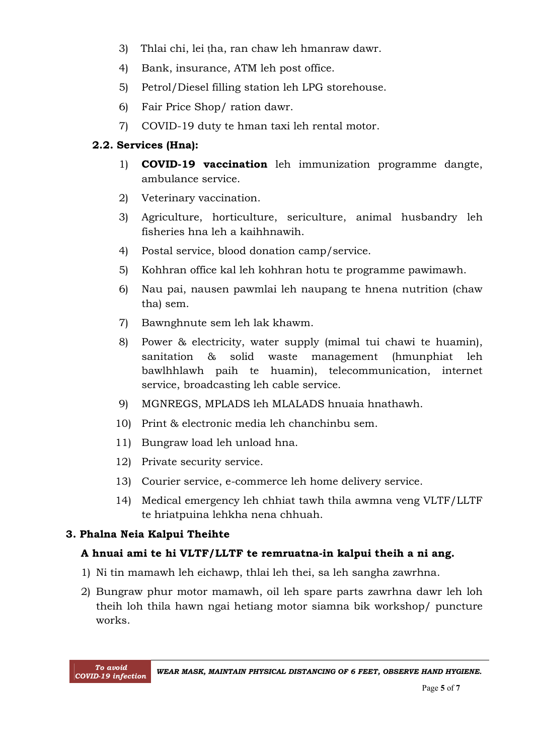3) Thlai chi, lei ṭha, ran chaw leh hmanraw dawr.
4) Bank, insurance, ATM leh post office.
5) Petrol/Diesel filling station leh LPG storehouse.
6) Fair Price Shop/ ration dawr.
7) COVID-19 duty te hman taxi leh rental motor.

### 2.2. Services (Hna):

1) **COVID-19 vaccination** leh immunization programme dangte, ambulance service.
2) Veterinary vaccination.
3) Agriculture, horticulture, sericulture, animal husbandry leh fisheries hna leh a kaihhnawih.
4) Postal service, blood donation camp/service.
5) Kohhran office kal leh kohhran hotu te programme pawimawh.
6) Nau pai, nausen pawmlai leh naupang te hnena nutrition (chaw tha) sem.
7) Bawnghnute sem leh lak khawm.
8) Power & electricity, water supply (mimal tui chawi te huamin), sanitation & solid waste management (hmunphiat leh bawlhhlawh paih te huamin), telecommunication, internet service, broadcasting leh cable service.
9) MGNREGS, MPLADS leh MLALADS hnuaia hnathawh.
10) Print & electronic media leh chanchinbu sem.
11) Bungraw load leh unload hna.
12) Private security service.
13) Courier service, e-commerce leh home delivery service.
14) Medical emergency leh chhiat tawh thila awmna veng VLTF/LLTF te hriatpuina lehkha nena chhuah.

## 3. Phalna Neia Kalpui Theihte

**A hnuai ami te hi VLTF/LLTF te remruatna-in kalpui theih a ni ang.**

1) Ni tin mamawh leh eichawp, thlai leh thei, sa leh sangha zawrhna.
2) Bungraw phur motor mamawh, oil leh spare parts zawrhna dawr leh loh theih loh thila hawn ngai hetiang motor siamna bik workshop/ puncture works.

*To avoid COVID-19 infection* — ***WEAR MASK, MAINTAIN PHYSICAL DISTANCING OF 6 FEET, OBSERVE HAND HYGIENE.***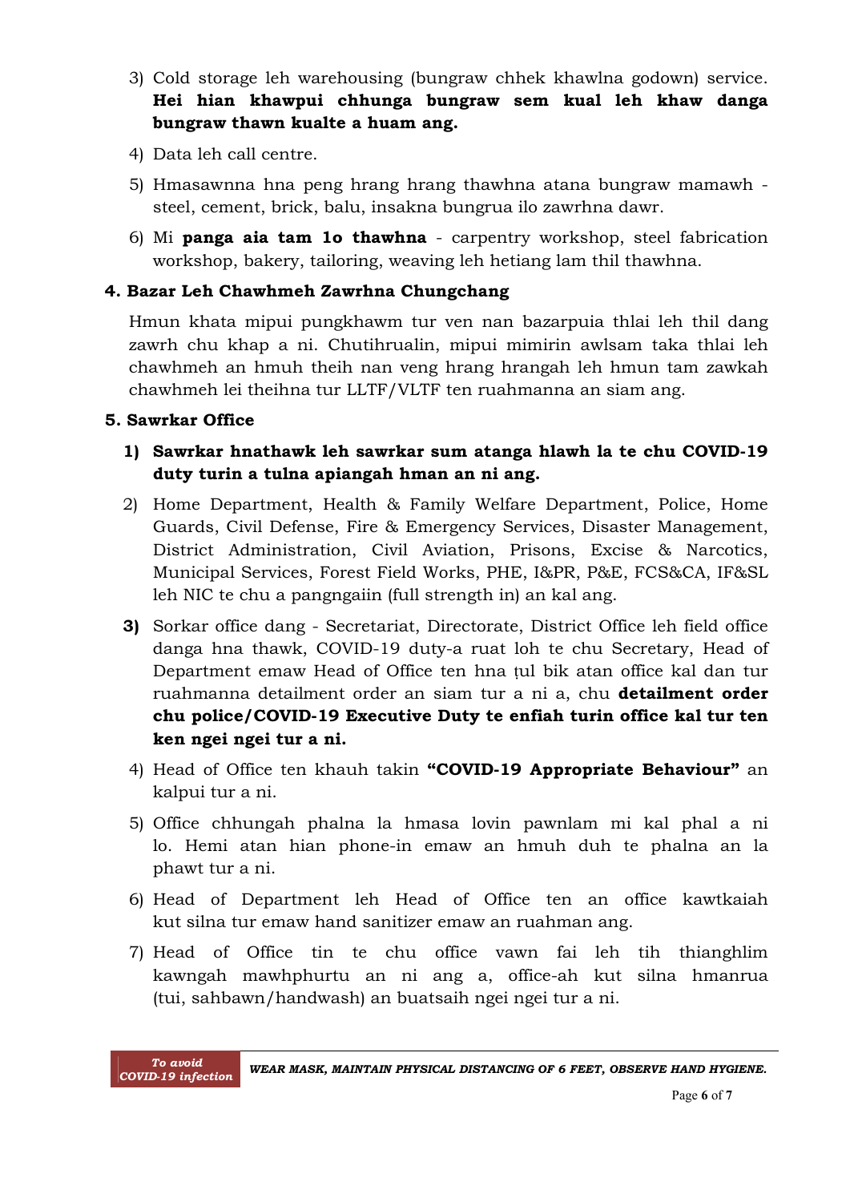3) Cold storage leh warehousing (bungraw chhek khawlna godown) service. **Hei hian khawpui chhunga bungraw sem kual leh khaw danga bungraw thawn kualte a huam ang.**

4) Data leh call centre.

5) Hmasawnna hna peng hrang hrang thawhna atana bungraw mamawh - steel, cement, brick, balu, insakna bungrua ilo zawrhna dawr.

6) Mi **panga aia tam lo thawhna** - carpentry workshop, steel fabrication workshop, bakery, tailoring, weaving leh hetiang lam thil thawhna.

### 4. Bazar Leh Chawhmeh Zawrhna Chungchang

Hmun khata mipui pungkhawm tur ven nan bazarpuia thlai leh thil dang zawrh chu khap a ni. Chutihrualin, mipui mimirin awlsam taka thlai leh chawhmeh an hmuh theih nan veng hrang hrangah leh hmun tam zawkah chawhmeh lei theihna tur LLTF/VLTF ten ruahmanna an siam ang.

### 5. Sawrkar Office

1) **Sawrkar hnathawk leh sawrkar sum atanga hlawh la te chu COVID-19 duty turin a tulna apiangah hman an ni ang.**

2) Home Department, Health & Family Welfare Department, Police, Home Guards, Civil Defense, Fire & Emergency Services, Disaster Management, District Administration, Civil Aviation, Prisons, Excise & Narcotics, Municipal Services, Forest Field Works, PHE, I&PR, P&E, FCS&CA, IF&SL leh NIC te chu a pangngaiin (full strength in) an kal ang.

3) Sorkar office dang - Secretariat, Directorate, District Office leh field office danga hna thawk, COVID-19 duty-a ruat loh te chu Secretary, Head of Department emaw Head of Office ten hna ṭul bik atan office kal dan tur ruahmanna detailment order an siam tur a ni a, chu **detailment order chu police/COVID-19 Executive Duty te enfiah turin office kal tur ten ken ngei ngei tur a ni.**

4) Head of Office ten khauh takin **"COVID-19 Appropriate Behaviour"** an kalpui tur a ni.

5) Office chhungah phalna la hmasa lovin pawnlam mi kal phal a ni lo. Hemi atan hian phone-in emaw an hmuh duh te phalna an la phawt tur a ni.

6) Head of Department leh Head of Office ten an office kawtkaiah kut silna tur emaw hand sanitizer emaw an ruahman ang.

7) Head of Office tin te chu office vawn fai leh tih thianghlim kawngah mawhphurtu an ni ang a, office-ah kut silna hmanrua (tui, sahbawn/handwash) an buatsaih ngei ngei tur a ni.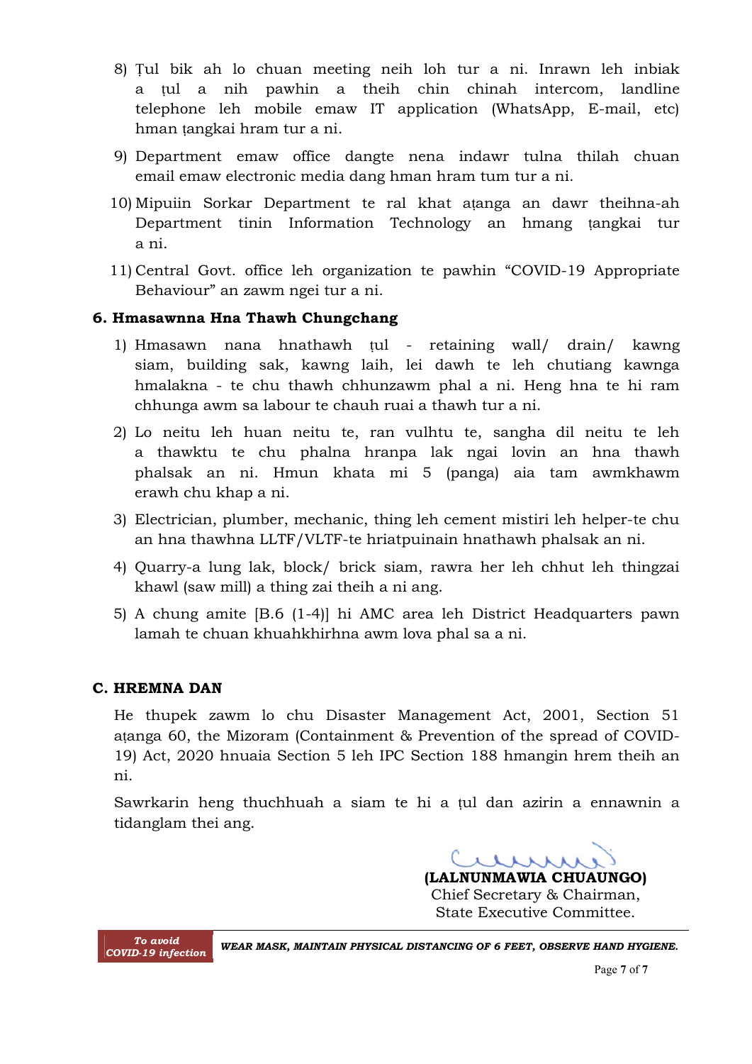8) Ṭul bik ah lo chuan meeting neih loh tur a ni. Inrawn leh inbiak a ṭul a nih pawhin a theih chin chinah intercom, landline telephone leh mobile emaw IT application (WhatsApp, E-mail, etc) hman ṭangkai hram tur a ni.

9) Department emaw office dangte nena indawr tulna thilah chuan email emaw electronic media dang hman hram tum tur a ni.

10) Mipuiin Sorkar Department te ral khat aṭanga an dawr theihna-ah Department tinin Information Technology an hmang ṭangkai tur a ni.

11) Central Govt. office leh organization te pawhin "COVID-19 Appropriate Behaviour" an zawm ngei tur a ni.

**6. Hmasawnna Hna Thawh Chungchang**

1) Hmasawn nana hnathawh ṭul - retaining wall/ drain/ kawng siam, building sak, kawng laih, lei dawh te leh chutiang kawnga hmalakna - te chu thawh chhunzawm phal a ni. Heng hna te hi ram chhunga awm sa labour te chauh ruai a thawh tur a ni.

2) Lo neitu leh huan neitu te, ran vulhtu te, sangha dil neitu te leh a thawktu te chu phalna hranpa lak ngai lovin an hna thawh phalsak an ni. Hmun khata mi 5 (panga) aia tam awmkhawm erawh chu khap a ni.

3) Electrician, plumber, mechanic, thing leh cement mistiri leh helper-te chu an hna thawhna LLTF/VLTF-te hriatpuinain hnathawh phalsak an ni.

4) Quarry-a lung lak, block/ brick siam, rawra her leh chhut leh thingzai khawl (saw mill) a thing zai theih a ni ang.

5) A chung amite [B.6 (1-4)] hi AMC area leh District Headquarters pawn lamah te chuan khuahkhirhna awm lova phal sa a ni.

**C. HREMNA DAN**

He thupek zawm lo chu Disaster Management Act, 2001, Section 51 aṭanga 60, the Mizoram (Containment & Prevention of the spread of COVID-19) Act, 2020 hnuaia Section 5 leh IPC Section 188 hmangin hrem theih an ni.

Sawrkarin heng thuchhuah a siam te hi a ṭul dan azirin a ennawnin a tidanglam thei ang.

**(LALNUNMAWIA CHUAUNGO)**
Chief Secretary & Chairman,
State Executive Committee.

*To avoid COVID-19 infection* — ***WEAR MASK, MAINTAIN PHYSICAL DISTANCING OF 6 FEET, OBSERVE HAND HYGIENE.***